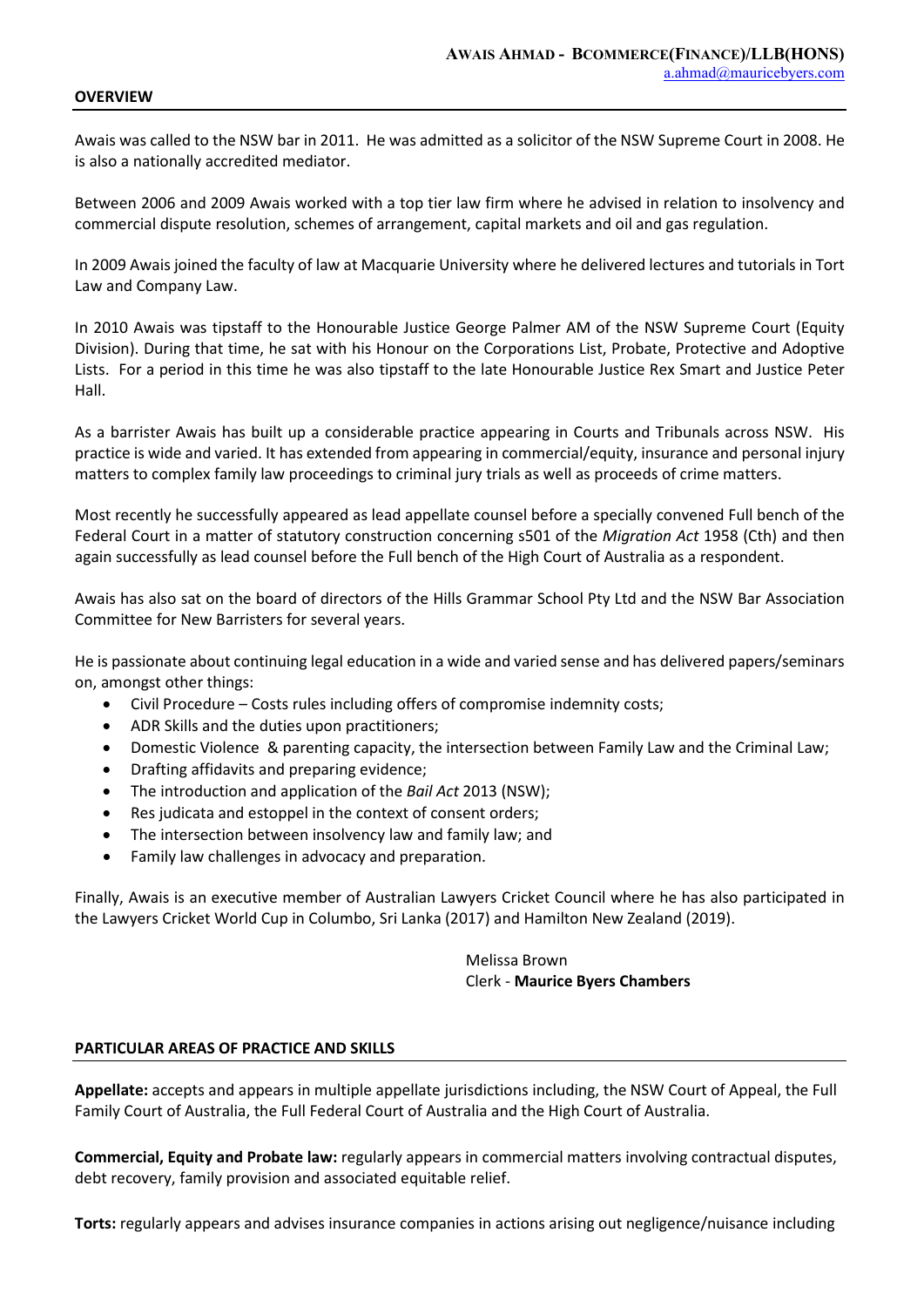**AWAIS AHMAD - BCOMMERCE(FINANCE)/LLB(HONS)**
a.ahmad@mauricebyers.com

## OVERVIEW

Awais was called to the NSW bar in 2011. He was admitted as a solicitor of the NSW Supreme Court in 2008. He is also a nationally accredited mediator.

Between 2006 and 2009 Awais worked with a top tier law firm where he advised in relation to insolvency and commercial dispute resolution, schemes of arrangement, capital markets and oil and gas regulation.

In 2009 Awais joined the faculty of law at Macquarie University where he delivered lectures and tutorials in Tort Law and Company Law.

In 2010 Awais was tipstaff to the Honourable Justice George Palmer AM of the NSW Supreme Court (Equity Division). During that time, he sat with his Honour on the Corporations List, Probate, Protective and Adoptive Lists. For a period in this time he was also tipstaff to the late Honourable Justice Rex Smart and Justice Peter Hall.

As a barrister Awais has built up a considerable practice appearing in Courts and Tribunals across NSW. His practice is wide and varied. It has extended from appearing in commercial/equity, insurance and personal injury matters to complex family law proceedings to criminal jury trials as well as proceeds of crime matters.

Most recently he successfully appeared as lead appellate counsel before a specially convened Full bench of the Federal Court in a matter of statutory construction concerning s501 of the *Migration Act* 1958 (Cth) and then again successfully as lead counsel before the Full bench of the High Court of Australia as a respondent.

Awais has also sat on the board of directors of the Hills Grammar School Pty Ltd and the NSW Bar Association Committee for New Barristers for several years.

He is passionate about continuing legal education in a wide and varied sense and has delivered papers/seminars on, amongst other things:

- Civil Procedure – Costs rules including offers of compromise indemnity costs;
- ADR Skills and the duties upon practitioners;
- Domestic Violence & parenting capacity, the intersection between Family Law and the Criminal Law;
- Drafting affidavits and preparing evidence;
- The introduction and application of the *Bail Act* 2013 (NSW);
- Res judicata and estoppel in the context of consent orders;
- The intersection between insolvency law and family law; and
- Family law challenges in advocacy and preparation.

Finally, Awais is an executive member of Australian Lawyers Cricket Council where he has also participated in the Lawyers Cricket World Cup in Columbo, Sri Lanka (2017) and Hamilton New Zealand (2019).

Melissa Brown
Clerk - **Maurice Byers Chambers**

## PARTICULAR AREAS OF PRACTICE AND SKILLS

**Appellate:** accepts and appears in multiple appellate jurisdictions including, the NSW Court of Appeal, the Full Family Court of Australia, the Full Federal Court of Australia and the High Court of Australia.

**Commercial, Equity and Probate law:** regularly appears in commercial matters involving contractual disputes, debt recovery, family provision and associated equitable relief.

**Torts:** regularly appears and advises insurance companies in actions arising out negligence/nuisance including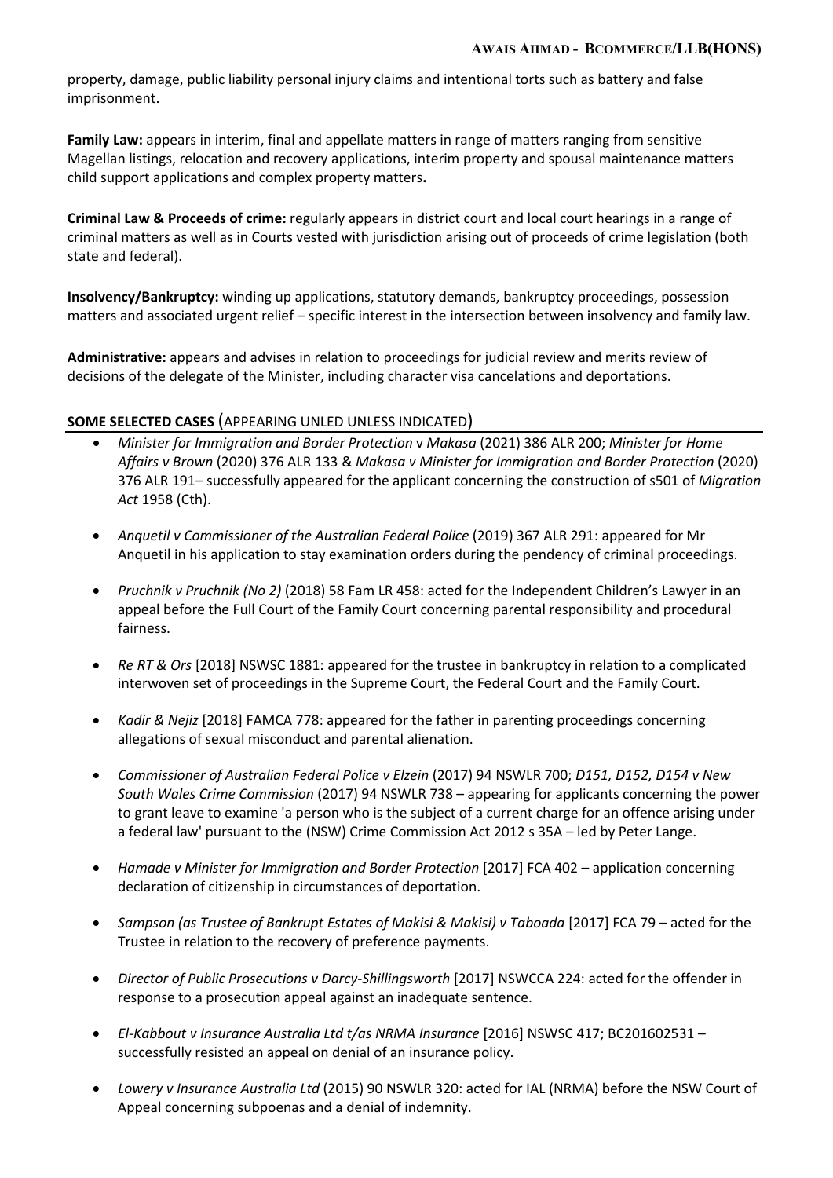property, damage, public liability personal injury claims and intentional torts such as battery and false imprisonment.

**Family Law:** appears in interim, final and appellate matters in range of matters ranging from sensitive Magellan listings, relocation and recovery applications, interim property and spousal maintenance matters child support applications and complex property matters**.**

**Criminal Law & Proceeds of crime:** regularly appears in district court and local court hearings in a range of criminal matters as well as in Courts vested with jurisdiction arising out of proceeds of crime legislation (both state and federal).

**Insolvency/Bankruptcy:** winding up applications, statutory demands, bankruptcy proceedings, possession matters and associated urgent relief – specific interest in the intersection between insolvency and family law.

**Administrative:** appears and advises in relation to proceedings for judicial review and merits review of decisions of the delegate of the Minister, including character visa cancelations and deportations.

## SOME SELECTED CASES (APPEARING UNLED UNLESS INDICATED)

- *Minister for Immigration and Border Protection* v *Makasa* (2021) 386 ALR 200; *Minister for Home Affairs v Brown* (2020) 376 ALR 133 & *Makasa v Minister for Immigration and Border Protection* (2020) 376 ALR 191– successfully appeared for the applicant concerning the construction of s501 of *Migration Act* 1958 (Cth).

- *Anquetil v Commissioner of the Australian Federal Police* (2019) 367 ALR 291: appeared for Mr Anquetil in his application to stay examination orders during the pendency of criminal proceedings.

- *Pruchnik v Pruchnik (No 2)* (2018) 58 Fam LR 458: acted for the Independent Children's Lawyer in an appeal before the Full Court of the Family Court concerning parental responsibility and procedural fairness.

- *Re RT & Ors* [2018] NSWSC 1881: appeared for the trustee in bankruptcy in relation to a complicated interwoven set of proceedings in the Supreme Court, the Federal Court and the Family Court.

- *Kadir & Nejiz* [2018] FAMCA 778: appeared for the father in parenting proceedings concerning allegations of sexual misconduct and parental alienation.

- *Commissioner of Australian Federal Police v Elzein* (2017) 94 NSWLR 700; *D151, D152, D154 v New South Wales Crime Commission* (2017) 94 NSWLR 738 – appearing for applicants concerning the power to grant leave to examine 'a person who is the subject of a current charge for an offence arising under a federal law' pursuant to the (NSW) Crime Commission Act 2012 s 35A – led by Peter Lange.

- *Hamade v Minister for Immigration and Border Protection* [2017] FCA 402 – application concerning declaration of citizenship in circumstances of deportation.

- *Sampson (as Trustee of Bankrupt Estates of Makisi & Makisi) v Taboada* [2017] FCA 79 – acted for the Trustee in relation to the recovery of preference payments.

- *Director of Public Prosecutions v Darcy-Shillingsworth* [2017] NSWCCA 224: acted for the offender in response to a prosecution appeal against an inadequate sentence.

- *El-Kabbout v Insurance Australia Ltd t/as NRMA Insurance* [2016] NSWSC 417; BC201602531 – successfully resisted an appeal on denial of an insurance policy.

- *Lowery v Insurance Australia Ltd* (2015) 90 NSWLR 320: acted for IAL (NRMA) before the NSW Court of Appeal concerning subpoenas and a denial of indemnity.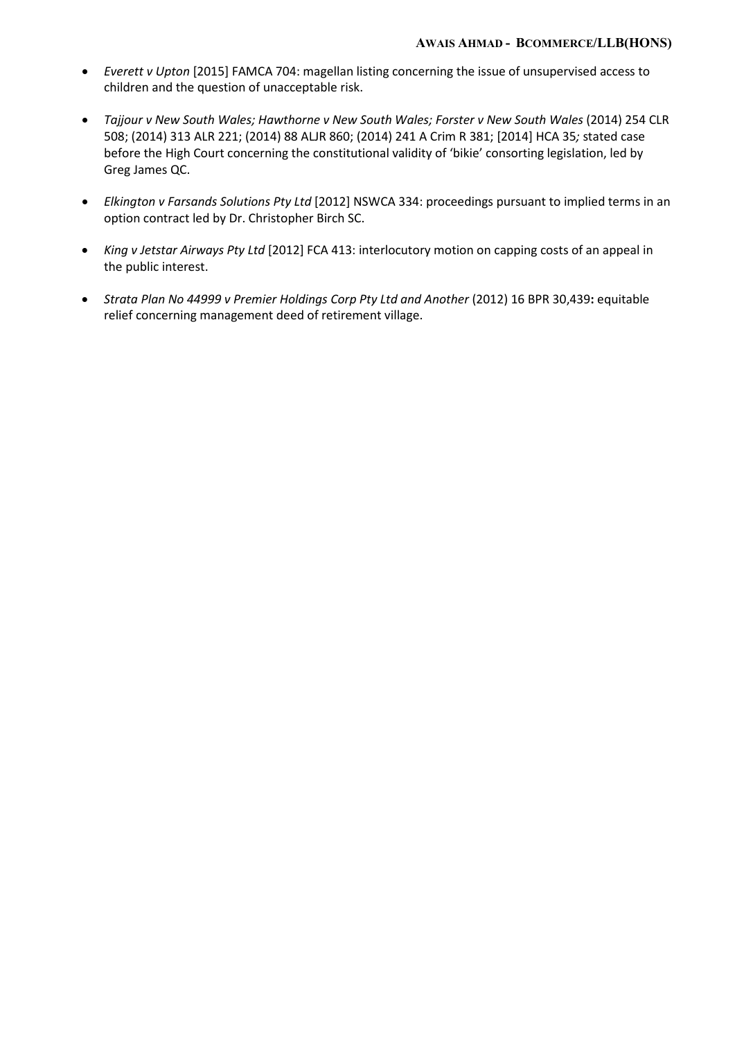- *Everett v Upton* [2015] FAMCA 704: magellan listing concerning the issue of unsupervised access to children and the question of unacceptable risk.

- *Tajjour v New South Wales; Hawthorne v New South Wales; Forster v New South Wales* (2014) 254 CLR 508; (2014) 313 ALR 221; (2014) 88 ALJR 860; (2014) 241 A Crim R 381; [2014] HCA 35*;* stated case before the High Court concerning the constitutional validity of 'bikie' consorting legislation, led by Greg James QC.

- *Elkington v Farsands Solutions Pty Ltd* [2012] NSWCA 334: proceedings pursuant to implied terms in an option contract led by Dr. Christopher Birch SC.

- *King v Jetstar Airways Pty Ltd* [2012] FCA 413: interlocutory motion on capping costs of an appeal in the public interest.

- *Strata Plan No 44999 v Premier Holdings Corp Pty Ltd and Another* (2012) 16 BPR 30,439**:** equitable relief concerning management deed of retirement village.